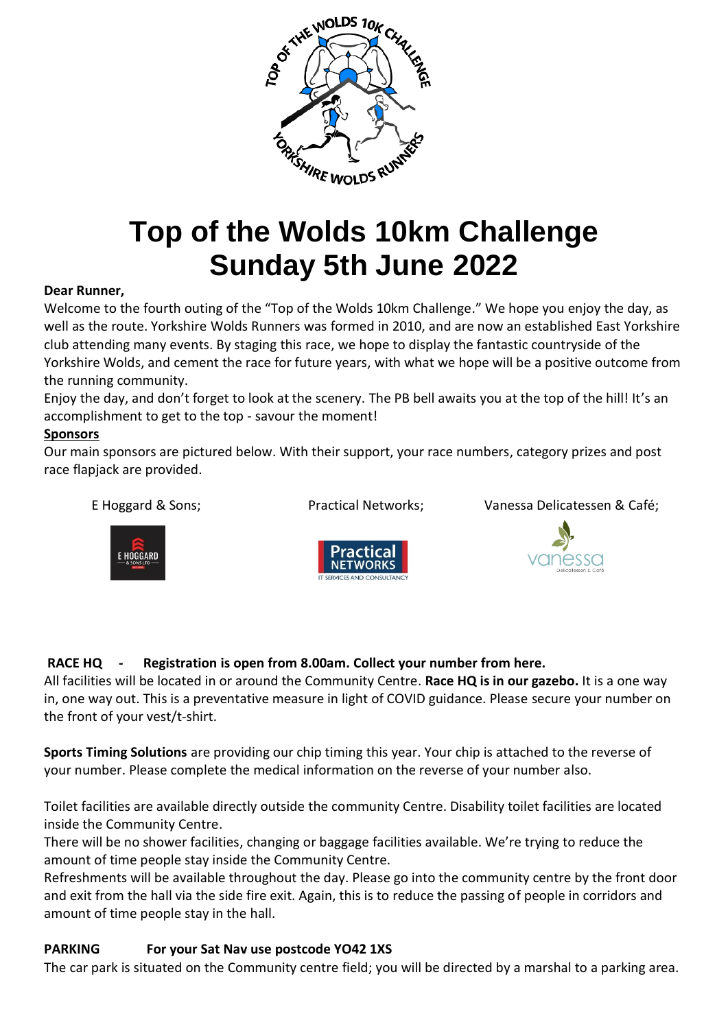# Top of the Wolds 10km Challenge
# Sunday 5th June 2022

**Dear Runner,**

Welcome to the fourth outing of the "Top of the Wolds 10km Challenge." We hope you enjoy the day, as well as the route. Yorkshire Wolds Runners was formed in 2010, and are now an established East Yorkshire club attending many events. By staging this race, we hope to display the fantastic countryside of the Yorkshire Wolds, and cement the race for future years, with what we hope will be a positive outcome from the running community.

Enjoy the day, and don't forget to look at the scenery. The PB bell awaits you at the top of the hill! It's an accomplishment to get to the top - savour the moment!

**Sponsors**

Our main sponsors are pictured below. With their support, your race numbers, category prizes and post race flapjack are provided.

E Hoggard & Sons; Practical Networks; Vanessa Delicatessen & Café;

**RACE HQ - Registration is open from 8.00am. Collect your number from here.**

All facilities will be located in or around the Community Centre. **Race HQ is in our gazebo.** It is a one way in, one way out. This is a preventative measure in light of COVID guidance. Please secure your number on the front of your vest/t-shirt.

**Sports Timing Solutions** are providing our chip timing this year. Your chip is attached to the reverse of your number. Please complete the medical information on the reverse of your number also.

Toilet facilities are available directly outside the community Centre. Disability toilet facilities are located inside the Community Centre.

There will be no shower facilities, changing or baggage facilities available. We're trying to reduce the amount of time people stay inside the Community Centre.

Refreshments will be available throughout the day. Please go into the community centre by the front door and exit from the hall via the side fire exit. Again, this is to reduce the passing of people in corridors and amount of time people stay in the hall.

**PARKING For your Sat Nav use postcode YO42 1XS**

The car park is situated on the Community centre field; you will be directed by a marshal to a parking area.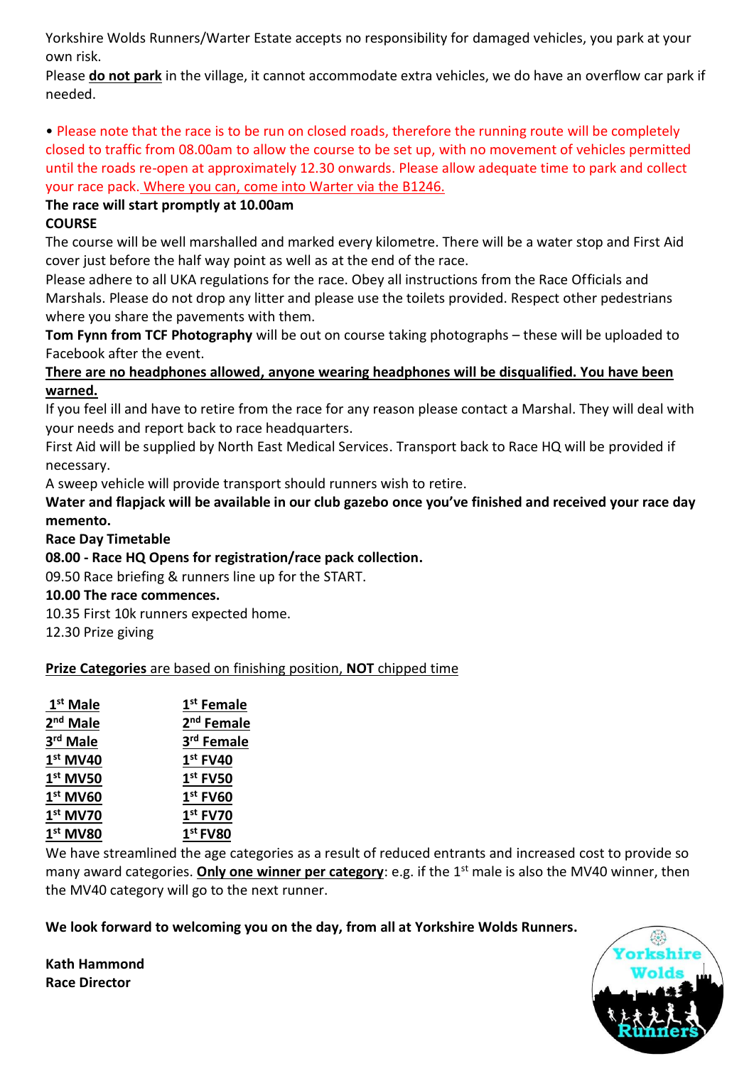Yorkshire Wolds Runners/Warter Estate accepts no responsibility for damaged vehicles, you park at your own risk.

Please **do not park** in the village, it cannot accommodate extra vehicles, we do have an overflow car park if needed.

- Please note that the race is to be run on closed roads, therefore the running route will be completely closed to traffic from 08.00am to allow the course to be set up, with no movement of vehicles permitted until the roads re-open at approximately 12.30 onwards. Please allow adequate time to park and collect your race pack. Where you can, come into Warter via the B1246.

**The race will start promptly at 10.00am**

**COURSE**

The course will be well marshalled and marked every kilometre. There will be a water stop and First Aid cover just before the half way point as well as at the end of the race.

Please adhere to all UKA regulations for the race. Obey all instructions from the Race Officials and Marshals. Please do not drop any litter and please use the toilets provided. Respect other pedestrians where you share the pavements with them.

**Tom Fynn from TCF Photography** will be out on course taking photographs – these will be uploaded to Facebook after the event.

**There are no headphones allowed, anyone wearing headphones will be disqualified. You have been warned.**

If you feel ill and have to retire from the race for any reason please contact a Marshal. They will deal with your needs and report back to race headquarters.

First Aid will be supplied by North East Medical Services. Transport back to Race HQ will be provided if necessary.

A sweep vehicle will provide transport should runners wish to retire.

**Water and flapjack will be available in our club gazebo once you've finished and received your race day memento.**

**Race Day Timetable**

**08.00 - Race HQ Opens for registration/race pack collection.**

09.50 Race briefing & runners line up for the START.

**10.00 The race commences.**

10.35 First 10k runners expected home.

12.30 Prize giving

**Prize Categories** are based on finishing position, **NOT** chipped time

| | |
|---|---|
| **1st Male** | **1st Female** |
| **2nd Male** | **2nd Female** |
| **3rd Male** | **3rd Female** |
| **1st MV40** | **1st FV40** |
| **1st MV50** | **1st FV50** |
| **1st MV60** | **1st FV60** |
| **1st MV70** | **1st FV70** |
| **1st MV80** | **1st FV80** |

We have streamlined the age categories as a result of reduced entrants and increased cost to provide so many award categories. **Only one winner per category**: e.g. if the 1st male is also the MV40 winner, then the MV40 category will go to the next runner.

**We look forward to welcoming you on the day, from all at Yorkshire Wolds Runners.**

**Kath Hammond**
**Race Director**